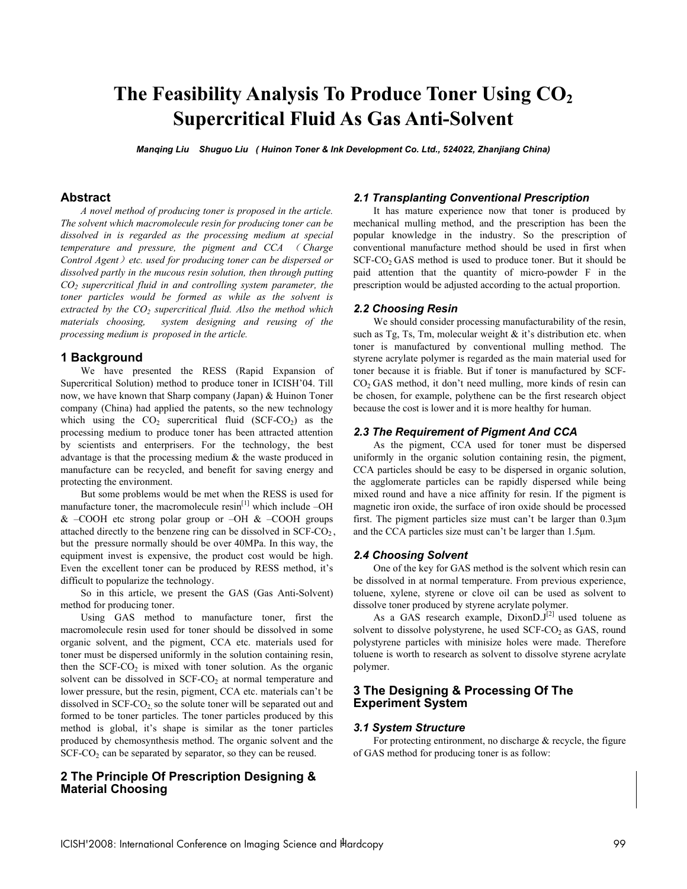# The Feasibility Analysis To Produce Toner Using $CO_2$ Supercritical Fluid As Gas Anti-Solvent

***Manqing Liu Shuguo Liu ( Huinon Toner & Ink Development Co. Ltd., 524022, Zhanjiang China)***

## Abstract

*A novel method of producing toner is proposed in the article. The solvent which macromolecule resin for producing toner can be dissolved in is regarded as the processing medium at special temperature and pressure, the pigment and CCA （Charge Control Agent）etc. used for producing toner can be dispersed or dissolved partly in the mucous resin solution, then through putting $CO_2$ supercritical fluid in and controlling system parameter, the toner particles would be formed as while as the solvent is extracted by the $CO_2$ supercritical fluid. Also the method which materials choosing, system designing and reusing of the processing medium is proposed in the article.*

## 1 Background

We have presented the RESS (Rapid Expansion of Supercritical Solution) method to produce toner in ICISH'04. Till now, we have known that Sharp company (Japan) & Huinon Toner company (China) had applied the patents, so the new technology which using the $CO_2$ supercritical fluid (SCF-$CO_2$) as the processing medium to produce toner has been attracted attention by scientists and enterprisers. For the technology, the best advantage is that the processing medium & the waste produced in manufacture can be recycled, and benefit for saving energy and protecting the environment.

But some problems would be met when the RESS is used for manufacture toner, the macromolecule resin[1] which include –OH & –COOH etc strong polar group or –OH & –COOH groups attached directly to the benzene ring can be dissolved in SCF-$CO_2$, but the pressure normally should be over 40MPa. In this way, the equipment invest is expensive, the product cost would be high. Even the excellent toner can be produced by RESS method, it's difficult to popularize the technology.

So in this article, we present the GAS (Gas Anti-Solvent) method for producing toner.

Using GAS method to manufacture toner, first the macromolecule resin used for toner should be dissolved in some organic solvent, and the pigment, CCA etc. materials used for toner must be dispersed uniformly in the solution containing resin, then the SCF-$CO_2$ is mixed with toner solution. As the organic solvent can be dissolved in SCF-$CO_2$ at normal temperature and lower pressure, but the resin, pigment, CCA etc. materials can't be dissolved in SCF-$CO_2$, so the solute toner will be separated out and formed to be toner particles. The toner particles produced by this method is global, it's shape is similar as the toner particles produced by chemosynthesis method. The organic solvent and the SCF-$CO_2$ can be separated by separator, so they can be reused.

## 2 The Principle Of Prescription Designing & Material Choosing

### 2.1 Transplanting Conventional Prescription

It has mature experience now that toner is produced by mechanical mulling method, and the prescription has been the popular knowledge in the industry. So the prescription of conventional manufacture method should be used in first when SCF-$CO_2$ GAS method is used to produce toner. But it should be paid attention that the quantity of micro-powder F in the prescription would be adjusted according to the actual proportion.

### 2.2 Choosing Resin

We should consider processing manufacturability of the resin, such as Tg, Ts, Tm, molecular weight & it's distribution etc. when toner is manufactured by conventional mulling method. The styrene acrylate polymer is regarded as the main material used for toner because it is friable. But if toner is manufactured by SCF-$CO_2$ GAS method, it don't need mulling, more kinds of resin can be chosen, for example, polythene can be the first research object because the cost is lower and it is more healthy for human.

### 2.3 The Requirement of Pigment And CCA

As the pigment, CCA used for toner must be dispersed uniformly in the organic solution containing resin, the pigment, CCA particles should be easy to be dispersed in organic solution, the agglomerate particles can be rapidly dispersed while being mixed round and have a nice affinity for resin. If the pigment is magnetic iron oxide, the surface of iron oxide should be processed first. The pigment particles size must can't be larger than 0.3μm and the CCA particles size must can't be larger than 1.5μm.

### 2.4 Choosing Solvent

One of the key for GAS method is the solvent which resin can be dissolved in at normal temperature. From previous experience, toluene, xylene, styrene or clove oil can be used as solvent to dissolve toner produced by styrene acrylate polymer.

As a GAS research example, DixonD.J[2] used toluene as solvent to dissolve polystyrene, he used SCF-$CO_2$ as GAS, round polystyrene particles with minisize holes were made. Therefore toluene is worth to research as solvent to dissolve styrene acrylate polymer.

## 3 The Designing & Processing Of The Experiment System

### 3.1 System Structure

For protecting entironment, no discharge & recycle, the figure of GAS method for producing toner is as follow: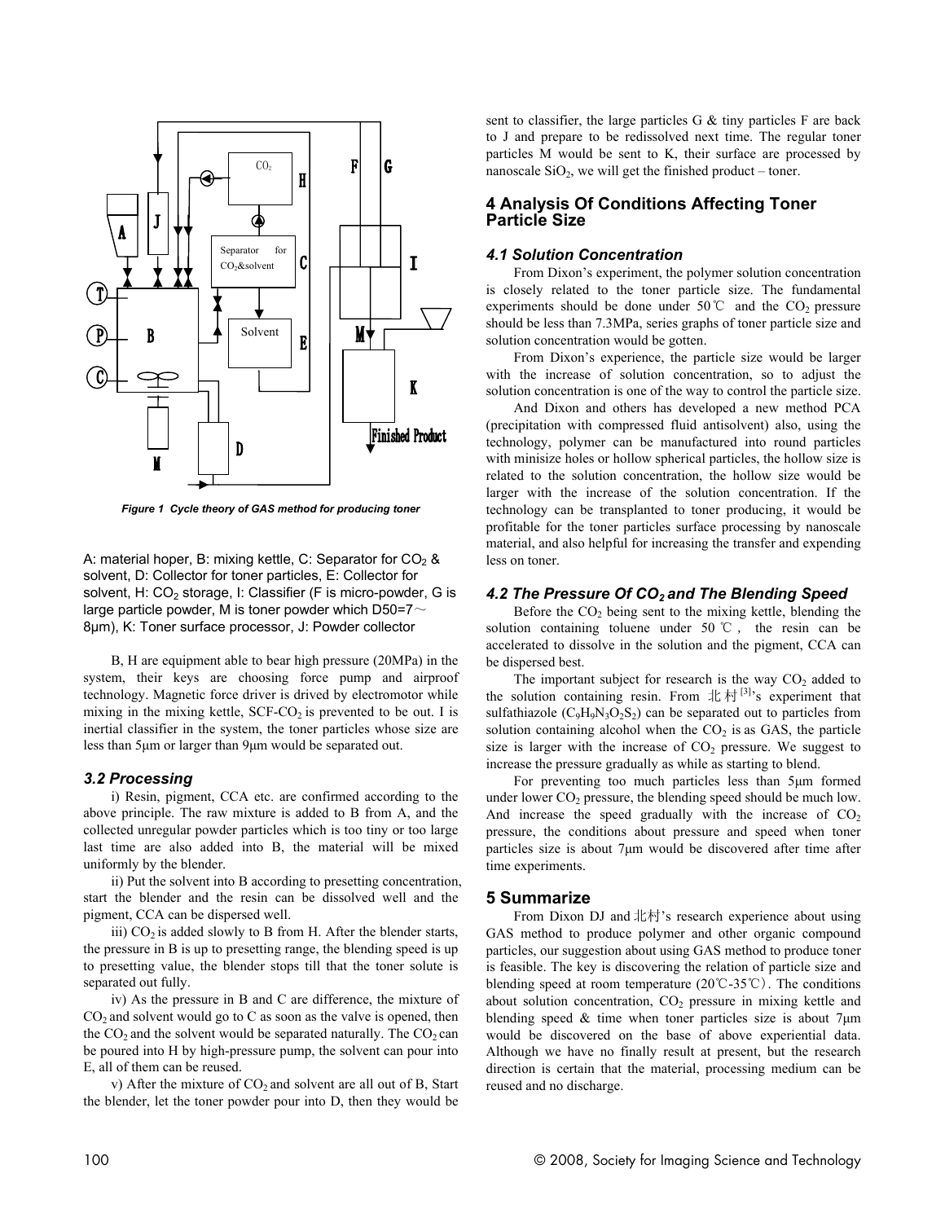Figure 1 Cycle theory of GAS method for producing toner

A: material hoper, B: mixing kettle, C: Separator for $CO_2$ & solvent, D: Collector for toner particles, E: Collector for solvent, H: $CO_2$ storage, I: Classifier (F is micro-powder, G is large particle powder, M is toner powder which D50=7～8μm), K: Toner surface processor, J: Powder collector

B, H are equipment able to bear high pressure (20MPa) in the system, their keys are choosing force pump and airproof technology. Magnetic force driver is drived by electromotor while mixing in the mixing kettle, SCF-$CO_2$ is prevented to be out. I is inertial classifier in the system, the toner particles whose size are less than 5μm or larger than 9μm would be separated out.

### 3.2 Processing

i) Resin, pigment, CCA etc. are confirmed according to the above principle. The raw mixture is added to B from A, and the collected unregular powder particles which is too tiny or too large last time are also added into B, the material will be mixed uniformly by the blender.

ii) Put the solvent into B according to presetting concentration, start the blender and the resin can be dissolved well and the pigment, CCA can be dispersed well.

iii) $CO_2$ is added slowly to B from H. After the blender starts, the pressure in B is up to presetting range, the blending speed is up to presetting value, the blender stops till that the toner solute is separated out fully.

iv) As the pressure in B and C are difference, the mixture of $CO_2$ and solvent would go to C as soon as the valve is opened, then the $CO_2$ and the solvent would be separated naturally. The $CO_2$ can be poured into H by high-pressure pump, the solvent can pour into E, all of them can be reused.

v) After the mixture of $CO_2$ and solvent are all out of B, Start the blender, let the toner powder pour into D, then they would be sent to classifier, the large particles G & tiny particles F are back to J and prepare to be redissolved next time. The regular toner particles M would be sent to K, their surface are processed by nanoscale $SiO_2$, we will get the finished product – toner.

## 4 Analysis Of Conditions Affecting Toner Particle Size

### 4.1 Solution Concentration

From Dixon's experiment, the polymer solution concentration is closely related to the toner particle size. The fundamental experiments should be done under 50℃ and the $CO_2$ pressure should be less than 7.3MPa, series graphs of toner particle size and solution concentration would be gotten.

From Dixon's experience, the particle size would be larger with the increase of solution concentration, so to adjust the solution concentration is one of the way to control the particle size.

And Dixon and others has developed a new method PCA (precipitation with compressed fluid antisolvent) also, using the technology, polymer can be manufactured into round particles with minisize holes or hollow spherical particles, the hollow size is related to the solution concentration, the hollow size would be larger with the increase of the solution concentration. If the technology can be transplanted to toner producing, it would be profitable for the toner particles surface processing by nanoscale material, and also helpful for increasing the transfer and expending less on toner.

### 4.2 The Pressure Of $CO_2$ and The Blending Speed

Before the $CO_2$ being sent to the mixing kettle, blending the solution containing toluene under 50℃, the resin can be accelerated to dissolve in the solution and the pigment, CCA can be dispersed best.

The important subject for research is the way $CO_2$ added to the solution containing resin. From 北村[3]'s experiment that sulfathiazole ($C_9H_9N_3O_2S_2$) can be separated out to particles from solution containing alcohol when the $CO_2$ is as GAS, the particle size is larger with the increase of $CO_2$ pressure. We suggest to increase the pressure gradually as while as starting to blend.

For preventing too much particles less than 5μm formed under lower $CO_2$ pressure, the blending speed should be much low. And increase the speed gradually with the increase of $CO_2$ pressure, the conditions about pressure and speed when toner particles size is about 7μm would be discovered after time after time experiments.

## 5 Summarize

From Dixon DJ and 北村's research experience about using GAS method to produce polymer and other organic compound particles, our suggestion about using GAS method to produce toner is feasible. The key is discovering the relation of particle size and blending speed at room temperature (20℃-35℃). The conditions about solution concentration, $CO_2$ pressure in mixing kettle and blending speed & time when toner particles size is about 7μm would be discovered on the base of above experiential data. Although we have no finally result at present, but the research direction is certain that the material, processing medium can be reused and no discharge.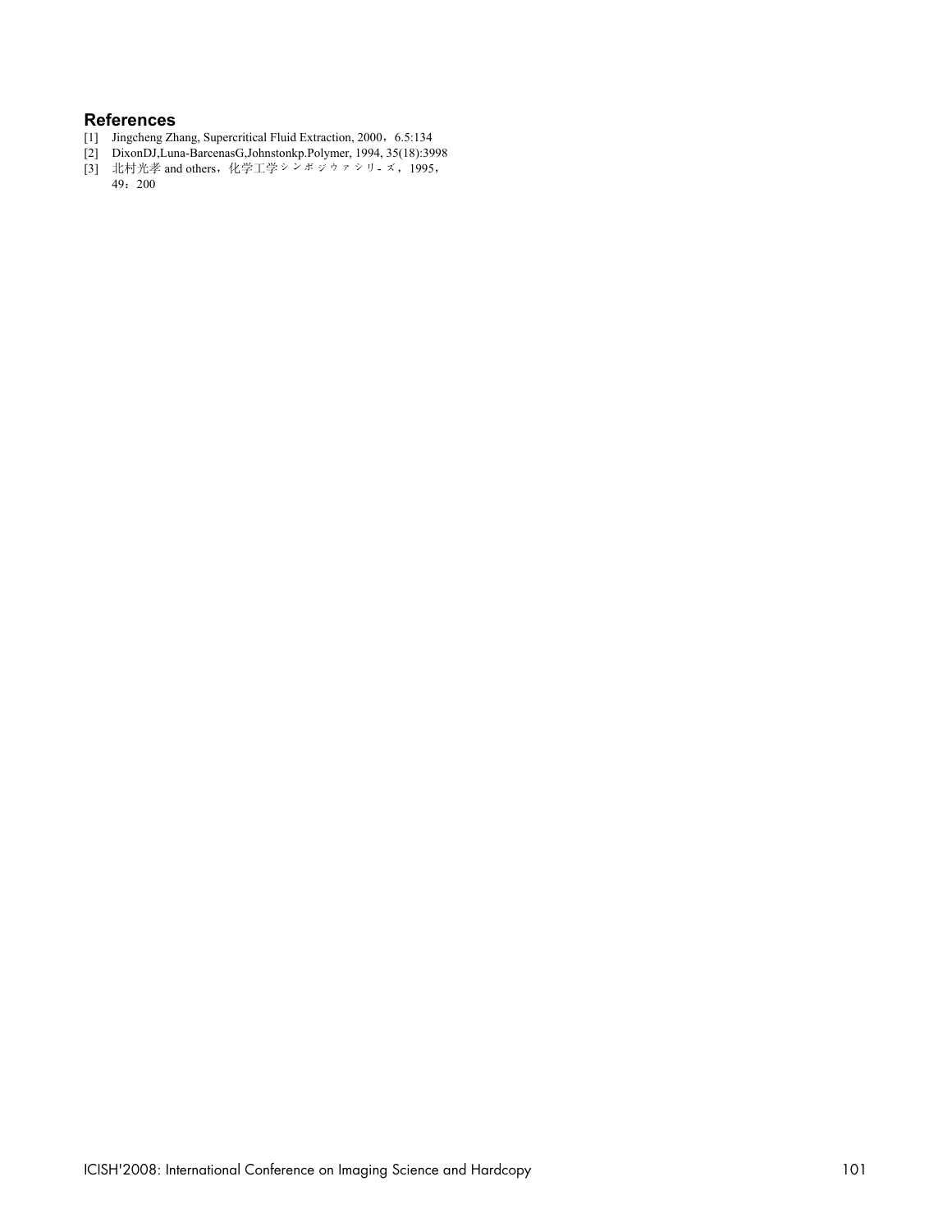## References

[1] Jingcheng Zhang, Supercritical Fluid Extraction, 2000，6.5:134

[2] DixonDJ,Luna-BarcenasG,Johnstonkp.Polymer, 1994, 35(18):3998

[3] 北村光孝 and others，化学工学シンポジゥァシリ- ズ，1995，49：200